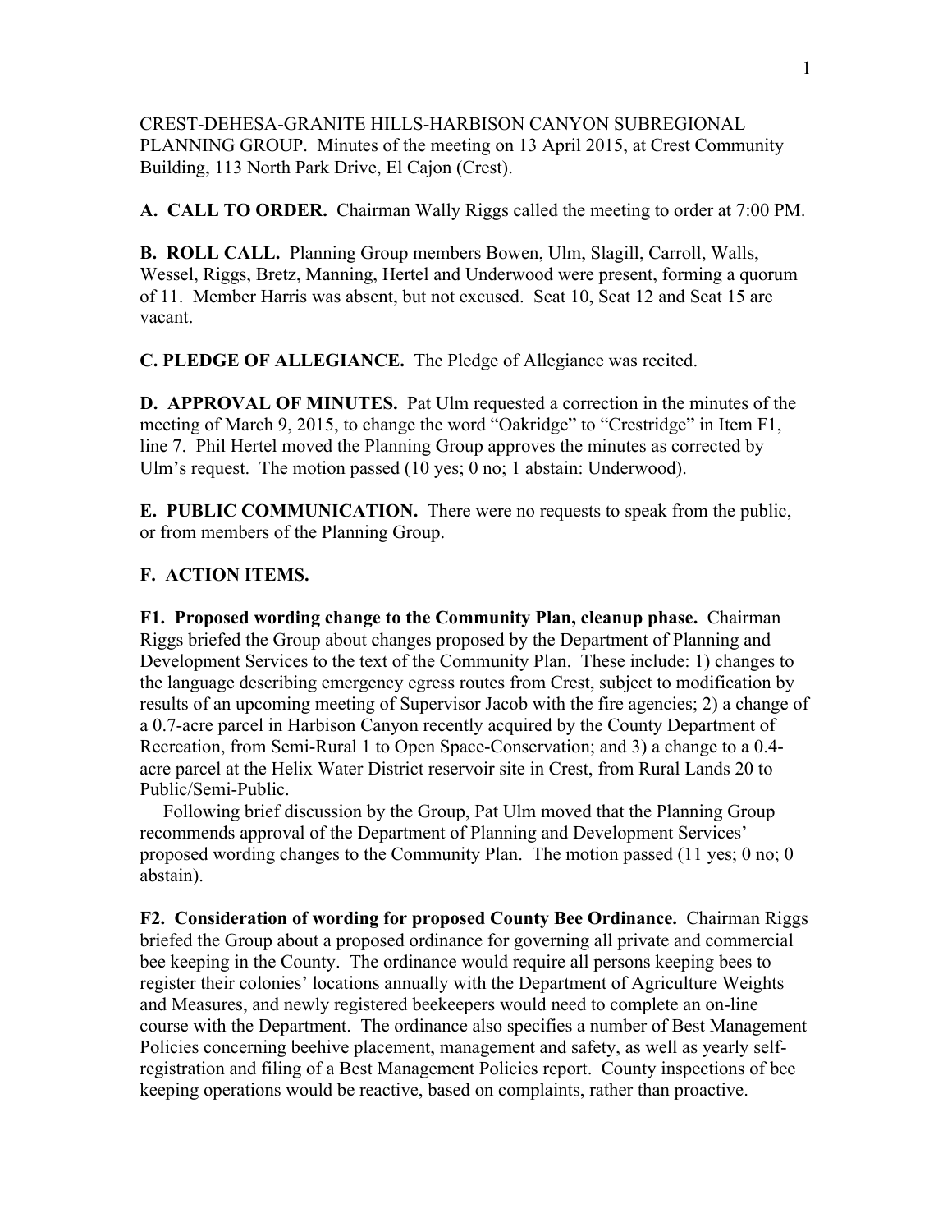CREST-DEHESA-GRANITE HILLS-HARBISON CANYON SUBREGIONAL PLANNING GROUP. Minutes of the meeting on 13 April 2015, at Crest Community Building, 113 North Park Drive, El Cajon (Crest).

**A. CALL TO ORDER.** Chairman Wally Riggs called the meeting to order at 7:00 PM.

**B. ROLL CALL.** Planning Group members Bowen, Ulm, Slagill, Carroll, Walls, Wessel, Riggs, Bretz, Manning, Hertel and Underwood were present, forming a quorum of 11. Member Harris was absent, but not excused. Seat 10, Seat 12 and Seat 15 are vacant.

**C. PLEDGE OF ALLEGIANCE.** The Pledge of Allegiance was recited.

**D. APPROVAL OF MINUTES.** Pat Ulm requested a correction in the minutes of the meeting of March 9, 2015, to change the word "Oakridge" to "Crestridge" in Item F1, line 7. Phil Hertel moved the Planning Group approves the minutes as corrected by Ulm's request. The motion passed (10 yes; 0 no; 1 abstain: Underwood).

**E. PUBLIC COMMUNICATION.** There were no requests to speak from the public, or from members of the Planning Group.

**F. ACTION ITEMS.**

**F1. Proposed wording change to the Community Plan, cleanup phase.** Chairman Riggs briefed the Group about changes proposed by the Department of Planning and Development Services to the text of the Community Plan. These include: 1) changes to the language describing emergency egress routes from Crest, subject to modification by results of an upcoming meeting of Supervisor Jacob with the fire agencies; 2) a change of a 0.7-acre parcel in Harbison Canyon recently acquired by the County Department of Recreation, from Semi-Rural 1 to Open Space-Conservation; and 3) a change to a 0.4-acre parcel at the Helix Water District reservoir site in Crest, from Rural Lands 20 to Public/Semi-Public.

Following brief discussion by the Group, Pat Ulm moved that the Planning Group recommends approval of the Department of Planning and Development Services' proposed wording changes to the Community Plan. The motion passed (11 yes; 0 no; 0 abstain).

**F2. Consideration of wording for proposed County Bee Ordinance.** Chairman Riggs briefed the Group about a proposed ordinance for governing all private and commercial bee keeping in the County. The ordinance would require all persons keeping bees to register their colonies' locations annually with the Department of Agriculture Weights and Measures, and newly registered beekeepers would need to complete an on-line course with the Department. The ordinance also specifies a number of Best Management Policies concerning beehive placement, management and safety, as well as yearly self-registration and filing of a Best Management Policies report. County inspections of bee keeping operations would be reactive, based on complaints, rather than proactive.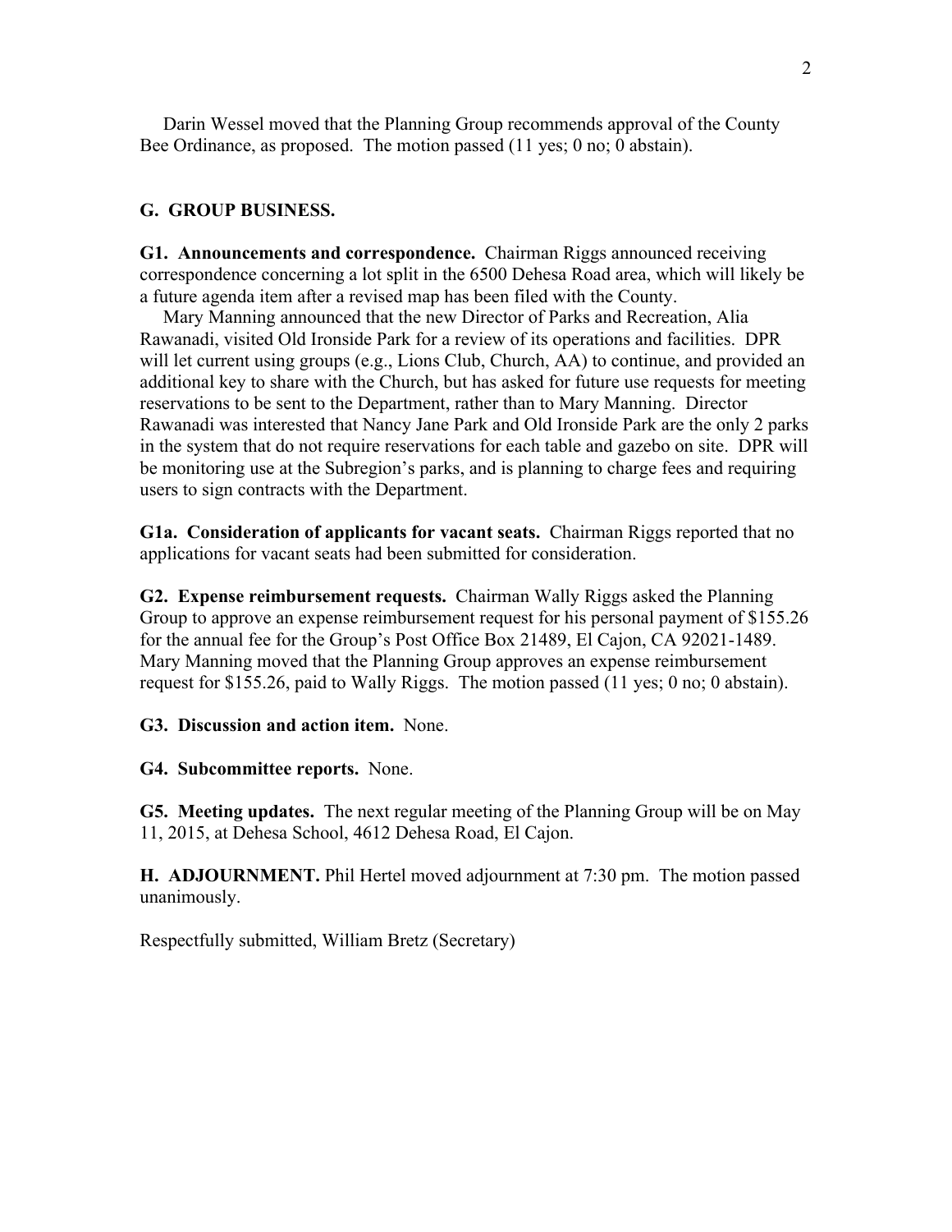Darin Wessel moved that the Planning Group recommends approval of the County Bee Ordinance, as proposed. The motion passed (11 yes; 0 no; 0 abstain).

## G. GROUP BUSINESS.

**G1. Announcements and correspondence.** Chairman Riggs announced receiving correspondence concerning a lot split in the 6500 Dehesa Road area, which will likely be a future agenda item after a revised map has been filed with the County.

Mary Manning announced that the new Director of Parks and Recreation, Alia Rawanadi, visited Old Ironside Park for a review of its operations and facilities. DPR will let current using groups (e.g., Lions Club, Church, AA) to continue, and provided an additional key to share with the Church, but has asked for future use requests for meeting reservations to be sent to the Department, rather than to Mary Manning. Director Rawanadi was interested that Nancy Jane Park and Old Ironside Park are the only 2 parks in the system that do not require reservations for each table and gazebo on site. DPR will be monitoring use at the Subregion's parks, and is planning to charge fees and requiring users to sign contracts with the Department.

**G1a. Consideration of applicants for vacant seats.** Chairman Riggs reported that no applications for vacant seats had been submitted for consideration.

**G2. Expense reimbursement requests.** Chairman Wally Riggs asked the Planning Group to approve an expense reimbursement request for his personal payment of $155.26 for the annual fee for the Group's Post Office Box 21489, El Cajon, CA 92021-1489. Mary Manning moved that the Planning Group approves an expense reimbursement request for $155.26, paid to Wally Riggs. The motion passed (11 yes; 0 no; 0 abstain).

**G3. Discussion and action item.** None.

**G4. Subcommittee reports.** None.

**G5. Meeting updates.** The next regular meeting of the Planning Group will be on May 11, 2015, at Dehesa School, 4612 Dehesa Road, El Cajon.

**H. ADJOURNMENT.** Phil Hertel moved adjournment at 7:30 pm. The motion passed unanimously.

Respectfully submitted, William Bretz (Secretary)